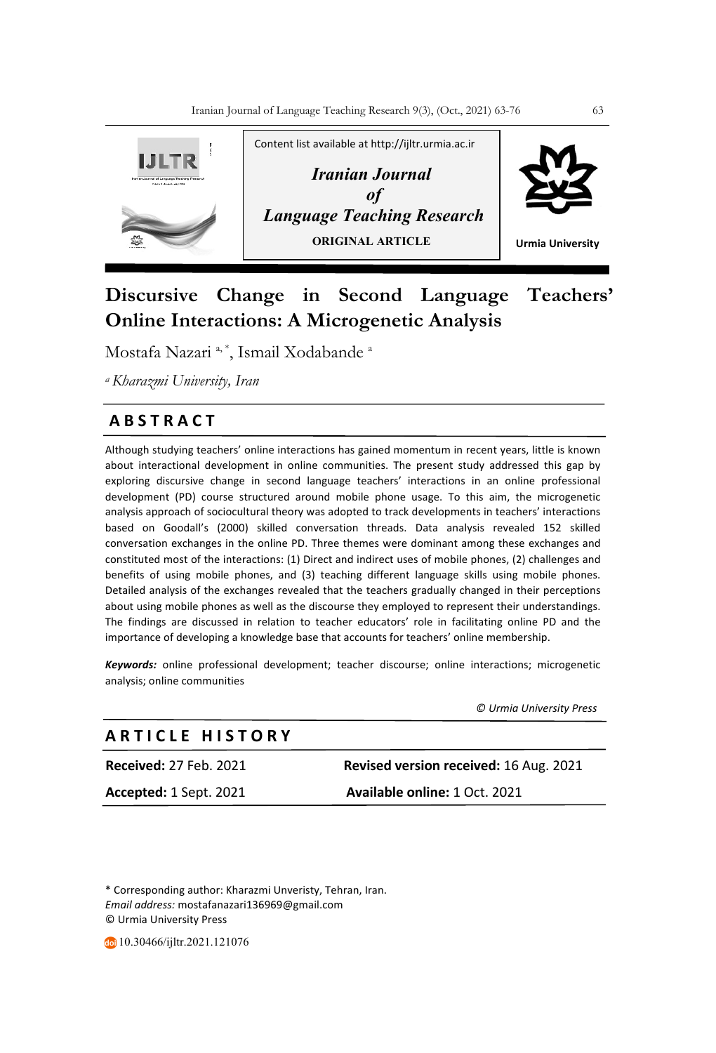Content list available at http://ijltr.urmia.ac.ir

*Iranian Journal of Language Teaching Research*

**ORIGINAL ARTICLE**

Urmia University

# Discursive Change in Second Language Teachers' Online Interactions: A Microgenetic Analysis

Mostafa Nazari [a,*], Ismail Xodabande [a]

[a] *Kharazmi University, Iran*

## ABSTRACT

Although studying teachers' online interactions has gained momentum in recent years, little is known about interactional development in online communities. The present study addressed this gap by exploring discursive change in second language teachers' interactions in an online professional development (PD) course structured around mobile phone usage. To this aim, the microgenetic analysis approach of sociocultural theory was adopted to track developments in teachers' interactions based on Goodall's (2000) skilled conversation threads. Data analysis revealed 152 skilled conversation exchanges in the online PD. Three themes were dominant among these exchanges and constituted most of the interactions: (1) Direct and indirect uses of mobile phones, (2) challenges and benefits of using mobile phones, and (3) teaching different language skills using mobile phones. Detailed analysis of the exchanges revealed that the teachers gradually changed in their perceptions about using mobile phones as well as the discourse they employed to represent their understandings. The findings are discussed in relation to teacher educators' role in facilitating online PD and the importance of developing a knowledge base that accounts for teachers' online membership.

***Keywords:*** online professional development; teacher discourse; online interactions; microgenetic analysis; online communities

*© Urmia University Press*

## ARTICLE HISTORY

| | |
|---|---|
| **Received:** 27 Feb. 2021 | **Revised version received:** 16 Aug. 2021 |
| **Accepted:** 1 Sept. 2021 | **Available online:** 1 Oct. 2021 |

\* Corresponding author: Kharazmi Unveristy, Tehran, Iran.
*Email address:* mostafanazari136969@gmail.com
© Urmia University Press

10.30466/ijltr.2021.121076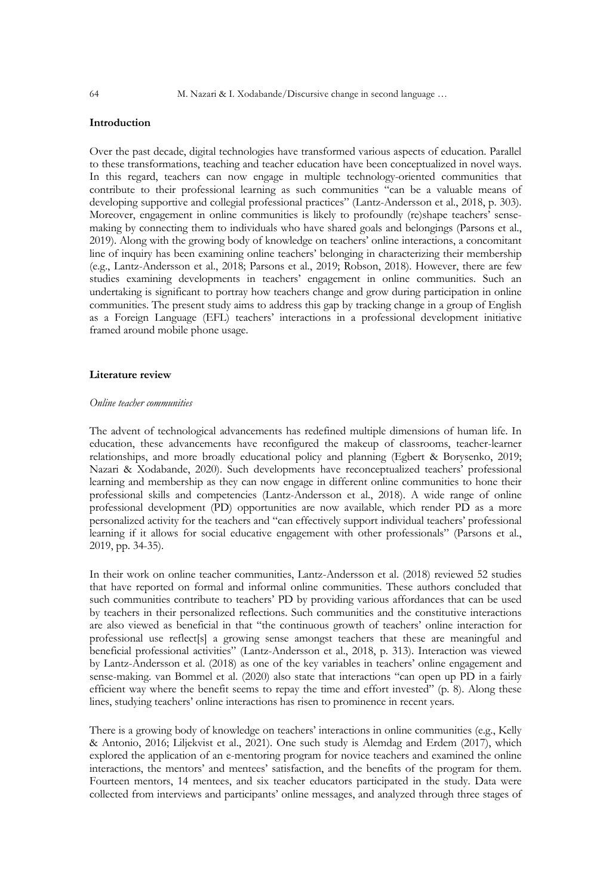## Introduction

Over the past decade, digital technologies have transformed various aspects of education. Parallel to these transformations, teaching and teacher education have been conceptualized in novel ways. In this regard, teachers can now engage in multiple technology-oriented communities that contribute to their professional learning as such communities "can be a valuable means of developing supportive and collegial professional practices" (Lantz-Andersson et al., 2018, p. 303). Moreover, engagement in online communities is likely to profoundly (re)shape teachers' sense-making by connecting them to individuals who have shared goals and belongings (Parsons et al., 2019). Along with the growing body of knowledge on teachers' online interactions, a concomitant line of inquiry has been examining online teachers' belonging in characterizing their membership (e.g., Lantz-Andersson et al., 2018; Parsons et al., 2019; Robson, 2018). However, there are few studies examining developments in teachers' engagement in online communities. Such an undertaking is significant to portray how teachers change and grow during participation in online communities. The present study aims to address this gap by tracking change in a group of English as a Foreign Language (EFL) teachers' interactions in a professional development initiative framed around mobile phone usage.

## Literature review

### *Online teacher communities*

The advent of technological advancements has redefined multiple dimensions of human life. In education, these advancements have reconfigured the makeup of classrooms, teacher-learner relationships, and more broadly educational policy and planning (Egbert & Borysenko, 2019; Nazari & Xodabande, 2020). Such developments have reconceptualized teachers' professional learning and membership as they can now engage in different online communities to hone their professional skills and competencies (Lantz-Andersson et al., 2018). A wide range of online professional development (PD) opportunities are now available, which render PD as a more personalized activity for the teachers and "can effectively support individual teachers' professional learning if it allows for social educative engagement with other professionals" (Parsons et al., 2019, pp. 34-35).

In their work on online teacher communities, Lantz-Andersson et al. (2018) reviewed 52 studies that have reported on formal and informal online communities. These authors concluded that such communities contribute to teachers' PD by providing various affordances that can be used by teachers in their personalized reflections. Such communities and the constitutive interactions are also viewed as beneficial in that "the continuous growth of teachers' online interaction for professional use reflect[s] a growing sense amongst teachers that these are meaningful and beneficial professional activities" (Lantz-Andersson et al., 2018, p. 313). Interaction was viewed by Lantz-Andersson et al. (2018) as one of the key variables in teachers' online engagement and sense-making. van Bommel et al. (2020) also state that interactions "can open up PD in a fairly efficient way where the benefit seems to repay the time and effort invested" (p. 8). Along these lines, studying teachers' online interactions has risen to prominence in recent years.

There is a growing body of knowledge on teachers' interactions in online communities (e.g., Kelly & Antonio, 2016; Liljekvist et al., 2021). One such study is Alemdag and Erdem (2017), which explored the application of an e-mentoring program for novice teachers and examined the online interactions, the mentors' and mentees' satisfaction, and the benefits of the program for them. Fourteen mentors, 14 mentees, and six teacher educators participated in the study. Data were collected from interviews and participants' online messages, and analyzed through three stages of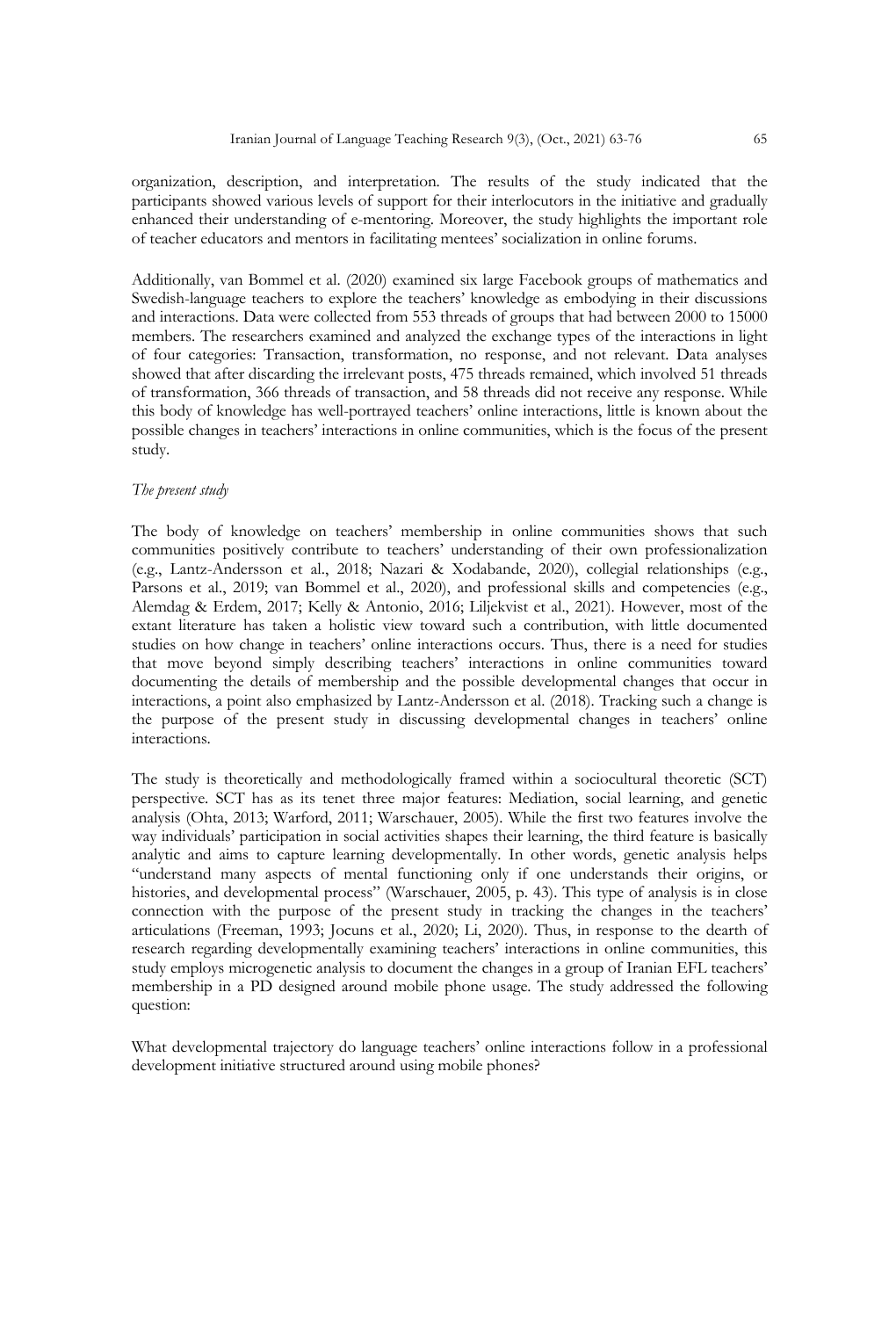organization, description, and interpretation. The results of the study indicated that the participants showed various levels of support for their interlocutors in the initiative and gradually enhanced their understanding of e-mentoring. Moreover, the study highlights the important role of teacher educators and mentors in facilitating mentees' socialization in online forums.

Additionally, van Bommel et al. (2020) examined six large Facebook groups of mathematics and Swedish-language teachers to explore the teachers' knowledge as embodying in their discussions and interactions. Data were collected from 553 threads of groups that had between 2000 to 15000 members. The researchers examined and analyzed the exchange types of the interactions in light of four categories: Transaction, transformation, no response, and not relevant. Data analyses showed that after discarding the irrelevant posts, 475 threads remained, which involved 51 threads of transformation, 366 threads of transaction, and 58 threads did not receive any response. While this body of knowledge has well-portrayed teachers' online interactions, little is known about the possible changes in teachers' interactions in online communities, which is the focus of the present study.

*The present study*

The body of knowledge on teachers' membership in online communities shows that such communities positively contribute to teachers' understanding of their own professionalization (e.g., Lantz-Andersson et al., 2018; Nazari & Xodabande, 2020), collegial relationships (e.g., Parsons et al., 2019; van Bommel et al., 2020), and professional skills and competencies (e.g., Alemdag & Erdem, 2017; Kelly & Antonio, 2016; Liljekvist et al., 2021). However, most of the extant literature has taken a holistic view toward such a contribution, with little documented studies on how change in teachers' online interactions occurs. Thus, there is a need for studies that move beyond simply describing teachers' interactions in online communities toward documenting the details of membership and the possible developmental changes that occur in interactions, a point also emphasized by Lantz-Andersson et al. (2018). Tracking such a change is the purpose of the present study in discussing developmental changes in teachers' online interactions.

The study is theoretically and methodologically framed within a sociocultural theoretic (SCT) perspective. SCT has as its tenet three major features: Mediation, social learning, and genetic analysis (Ohta, 2013; Warford, 2011; Warschauer, 2005). While the first two features involve the way individuals' participation in social activities shapes their learning, the third feature is basically analytic and aims to capture learning developmentally. In other words, genetic analysis helps "understand many aspects of mental functioning only if one understands their origins, or histories, and developmental process" (Warschauer, 2005, p. 43). This type of analysis is in close connection with the purpose of the present study in tracking the changes in the teachers' articulations (Freeman, 1993; Jocuns et al., 2020; Li, 2020). Thus, in response to the dearth of research regarding developmentally examining teachers' interactions in online communities, this study employs microgenetic analysis to document the changes in a group of Iranian EFL teachers' membership in a PD designed around mobile phone usage. The study addressed the following question:

What developmental trajectory do language teachers' online interactions follow in a professional development initiative structured around using mobile phones?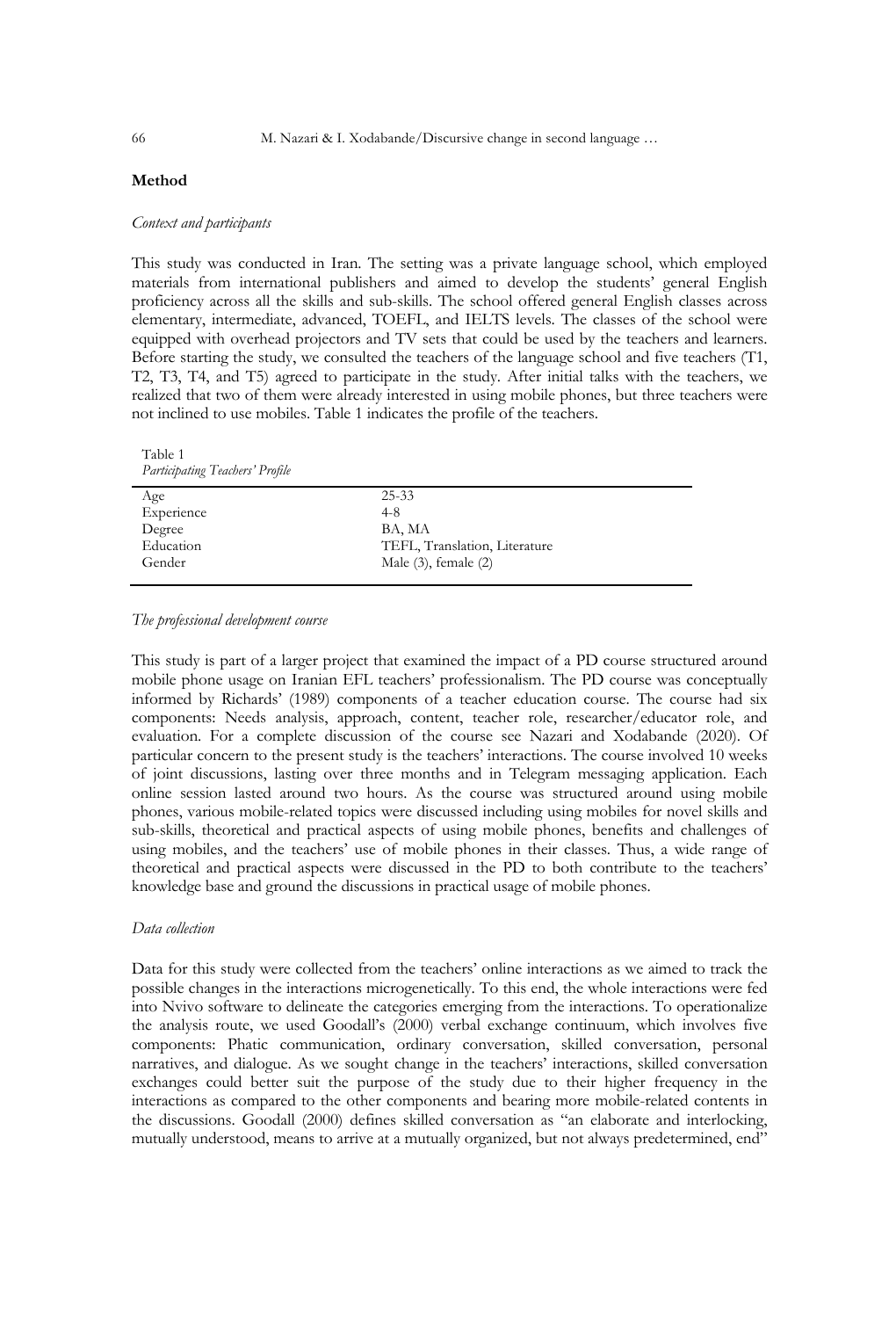## Method

### *Context and participants*

This study was conducted in Iran. The setting was a private language school, which employed materials from international publishers and aimed to develop the students' general English proficiency across all the skills and sub-skills. The school offered general English classes across elementary, intermediate, advanced, TOEFL, and IELTS levels. The classes of the school were equipped with overhead projectors and TV sets that could be used by the teachers and learners. Before starting the study, we consulted the teachers of the language school and five teachers (T1, T2, T3, T4, and T5) agreed to participate in the study. After initial talks with the teachers, we realized that two of them were already interested in using mobile phones, but three teachers were not inclined to use mobiles. Table 1 indicates the profile of the teachers.

Table 1
*Participating Teachers' Profile*

| | |
|---|---|
| Age | 25-33 |
| Experience | 4-8 |
| Degree | BA, MA |
| Education | TEFL, Translation, Literature |
| Gender | Male (3), female (2) |

### *The professional development course*

This study is part of a larger project that examined the impact of a PD course structured around mobile phone usage on Iranian EFL teachers' professionalism. The PD course was conceptually informed by Richards' (1989) components of a teacher education course. The course had six components: Needs analysis, approach, content, teacher role, researcher/educator role, and evaluation. For a complete discussion of the course see Nazari and Xodabande (2020). Of particular concern to the present study is the teachers' interactions. The course involved 10 weeks of joint discussions, lasting over three months and in Telegram messaging application. Each online session lasted around two hours. As the course was structured around using mobile phones, various mobile-related topics were discussed including using mobiles for novel skills and sub-skills, theoretical and practical aspects of using mobile phones, benefits and challenges of using mobiles, and the teachers' use of mobile phones in their classes. Thus, a wide range of theoretical and practical aspects were discussed in the PD to both contribute to the teachers' knowledge base and ground the discussions in practical usage of mobile phones.

### *Data collection*

Data for this study were collected from the teachers' online interactions as we aimed to track the possible changes in the interactions microgenetically. To this end, the whole interactions were fed into Nvivo software to delineate the categories emerging from the interactions. To operationalize the analysis route, we used Goodall's (2000) verbal exchange continuum, which involves five components: Phatic communication, ordinary conversation, skilled conversation, personal narratives, and dialogue. As we sought change in the teachers' interactions, skilled conversation exchanges could better suit the purpose of the study due to their higher frequency in the interactions as compared to the other components and bearing more mobile-related contents in the discussions. Goodall (2000) defines skilled conversation as "an elaborate and interlocking, mutually understood, means to arrive at a mutually organized, but not always predetermined, end"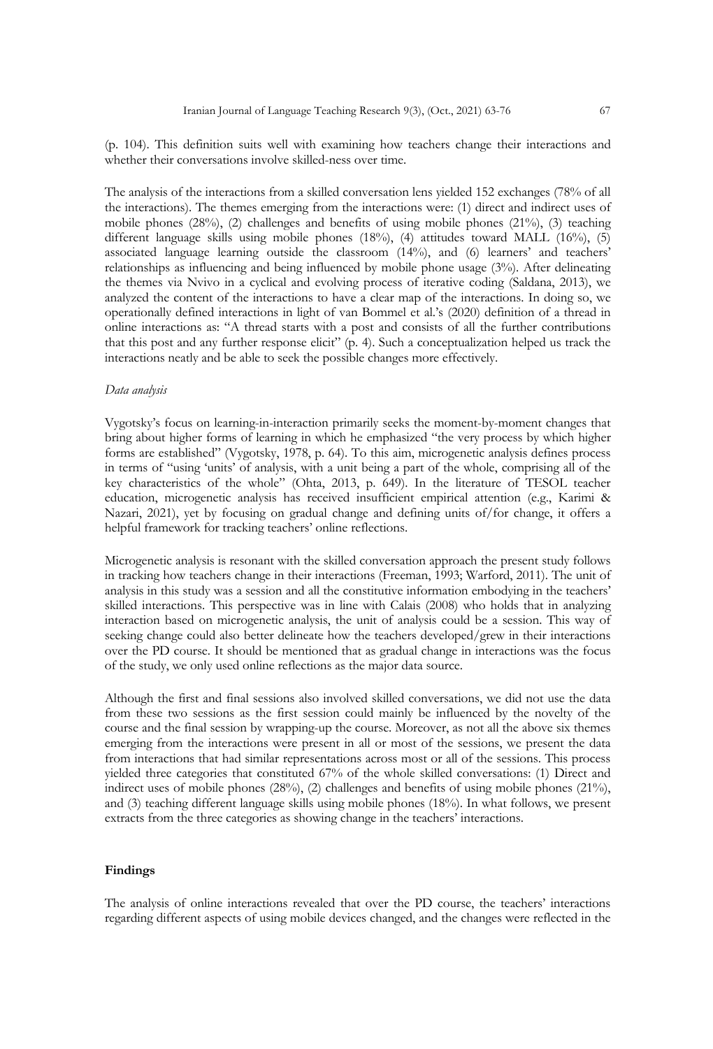(p. 104). This definition suits well with examining how teachers change their interactions and whether their conversations involve skilled-ness over time.

The analysis of the interactions from a skilled conversation lens yielded 152 exchanges (78% of all the interactions). The themes emerging from the interactions were: (1) direct and indirect uses of mobile phones (28%), (2) challenges and benefits of using mobile phones (21%), (3) teaching different language skills using mobile phones (18%), (4) attitudes toward MALL (16%), (5) associated language learning outside the classroom (14%), and (6) learners' and teachers' relationships as influencing and being influenced by mobile phone usage (3%). After delineating the themes via Nvivo in a cyclical and evolving process of iterative coding (Saldana, 2013), we analyzed the content of the interactions to have a clear map of the interactions. In doing so, we operationally defined interactions in light of van Bommel et al.'s (2020) definition of a thread in online interactions as: "A thread starts with a post and consists of all the further contributions that this post and any further response elicit" (p. 4). Such a conceptualization helped us track the interactions neatly and be able to seek the possible changes more effectively.

*Data analysis*

Vygotsky's focus on learning-in-interaction primarily seeks the moment-by-moment changes that bring about higher forms of learning in which he emphasized "the very process by which higher forms are established" (Vygotsky, 1978, p. 64). To this aim, microgenetic analysis defines process in terms of "using 'units' of analysis, with a unit being a part of the whole, comprising all of the key characteristics of the whole" (Ohta, 2013, p. 649). In the literature of TESOL teacher education, microgenetic analysis has received insufficient empirical attention (e.g., Karimi & Nazari, 2021), yet by focusing on gradual change and defining units of/for change, it offers a helpful framework for tracking teachers' online reflections.

Microgenetic analysis is resonant with the skilled conversation approach the present study follows in tracking how teachers change in their interactions (Freeman, 1993; Warford, 2011). The unit of analysis in this study was a session and all the constitutive information embodying in the teachers' skilled interactions. This perspective was in line with Calais (2008) who holds that in analyzing interaction based on microgenetic analysis, the unit of analysis could be a session. This way of seeking change could also better delineate how the teachers developed/grew in their interactions over the PD course. It should be mentioned that as gradual change in interactions was the focus of the study, we only used online reflections as the major data source.

Although the first and final sessions also involved skilled conversations, we did not use the data from these two sessions as the first session could mainly be influenced by the novelty of the course and the final session by wrapping-up the course. Moreover, as not all the above six themes emerging from the interactions were present in all or most of the sessions, we present the data from interactions that had similar representations across most or all of the sessions. This process yielded three categories that constituted 67% of the whole skilled conversations: (1) Direct and indirect uses of mobile phones (28%), (2) challenges and benefits of using mobile phones (21%), and (3) teaching different language skills using mobile phones (18%). In what follows, we present extracts from the three categories as showing change in the teachers' interactions.

## Findings

The analysis of online interactions revealed that over the PD course, the teachers' interactions regarding different aspects of using mobile devices changed, and the changes were reflected in the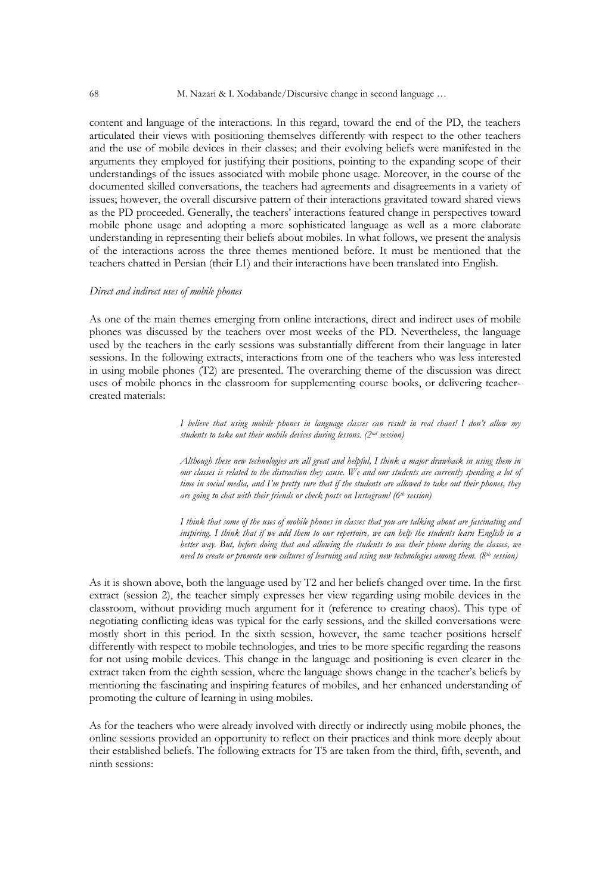content and language of the interactions. In this regard, toward the end of the PD, the teachers articulated their views with positioning themselves differently with respect to the other teachers and the use of mobile devices in their classes; and their evolving beliefs were manifested in the arguments they employed for justifying their positions, pointing to the expanding scope of their understandings of the issues associated with mobile phone usage. Moreover, in the course of the documented skilled conversations, the teachers had agreements and disagreements in a variety of issues; however, the overall discursive pattern of their interactions gravitated toward shared views as the PD proceeded. Generally, the teachers' interactions featured change in perspectives toward mobile phone usage and adopting a more sophisticated language as well as a more elaborate understanding in representing their beliefs about mobiles. In what follows, we present the analysis of the interactions across the three themes mentioned before. It must be mentioned that the teachers chatted in Persian (their L1) and their interactions have been translated into English.

*Direct and indirect uses of mobile phones*

As one of the main themes emerging from online interactions, direct and indirect uses of mobile phones was discussed by the teachers over most weeks of the PD. Nevertheless, the language used by the teachers in the early sessions was substantially different from their language in later sessions. In the following extracts, interactions from one of the teachers who was less interested in using mobile phones (T2) are presented. The overarching theme of the discussion was direct uses of mobile phones in the classroom for supplementing course books, or delivering teacher-created materials:

> *I believe that using mobile phones in language classes can result in real chaos! I don't allow my students to take out their mobile devices during lessons. (2nd session)*
>
> *Although these new technologies are all great and helpful, I think a major drawback in using them in our classes is related to the distraction they cause. We and our students are currently spending a lot of time in social media, and I'm pretty sure that if the students are allowed to take out their phones, they are going to chat with their friends or check posts on Instagram! (6th session)*
>
> *I think that some of the uses of mobile phones in classes that you are talking about are fascinating and inspiring. I think that if we add them to our repertoire, we can help the students learn English in a better way. But, before doing that and allowing the students to use their phone during the classes, we need to create or promote new cultures of learning and using new technologies among them. (8th session)*

As it is shown above, both the language used by T2 and her beliefs changed over time. In the first extract (session 2), the teacher simply expresses her view regarding using mobile devices in the classroom, without providing much argument for it (reference to creating chaos). This type of negotiating conflicting ideas was typical for the early sessions, and the skilled conversations were mostly short in this period. In the sixth session, however, the same teacher positions herself differently with respect to mobile technologies, and tries to be more specific regarding the reasons for not using mobile devices. This change in the language and positioning is even clearer in the extract taken from the eighth session, where the language shows change in the teacher's beliefs by mentioning the fascinating and inspiring features of mobiles, and her enhanced understanding of promoting the culture of learning in using mobiles.

As for the teachers who were already involved with directly or indirectly using mobile phones, the online sessions provided an opportunity to reflect on their practices and think more deeply about their established beliefs. The following extracts for T5 are taken from the third, fifth, seventh, and ninth sessions: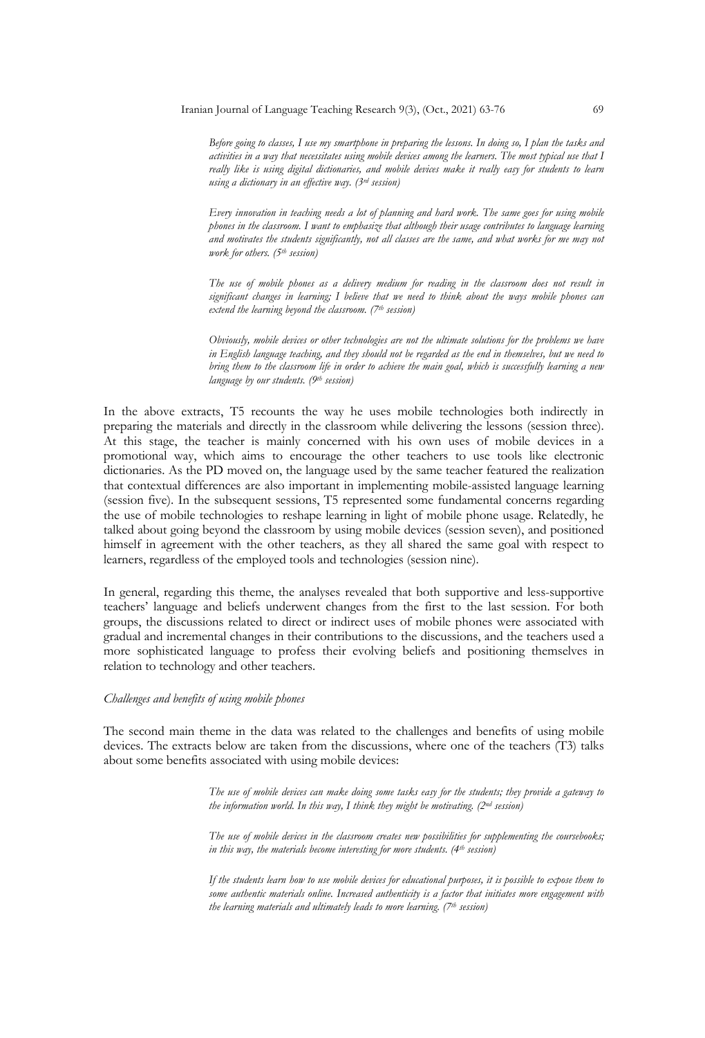> *Before going to classes, I use my smartphone in preparing the lessons. In doing so, I plan the tasks and activities in a way that necessitates using mobile devices among the learners. The most typical use that I really like is using digital dictionaries, and mobile devices make it really easy for students to learn using a dictionary in an effective way. (3rd session)*

> *Every innovation in teaching needs a lot of planning and hard work. The same goes for using mobile phones in the classroom. I want to emphasize that although their usage contributes to language learning and motivates the students significantly, not all classes are the same, and what works for me may not work for others. (5th session)*

> *The use of mobile phones as a delivery medium for reading in the classroom does not result in significant changes in learning; I believe that we need to think about the ways mobile phones can extend the learning beyond the classroom. (7th session)*

> *Obviously, mobile devices or other technologies are not the ultimate solutions for the problems we have in English language teaching, and they should not be regarded as the end in themselves, but we need to bring them to the classroom life in order to achieve the main goal, which is successfully learning a new language by our students. (9th session)*

In the above extracts, T5 recounts the way he uses mobile technologies both indirectly in preparing the materials and directly in the classroom while delivering the lessons (session three). At this stage, the teacher is mainly concerned with his own uses of mobile devices in a promotional way, which aims to encourage the other teachers to use tools like electronic dictionaries. As the PD moved on, the language used by the same teacher featured the realization that contextual differences are also important in implementing mobile-assisted language learning (session five). In the subsequent sessions, T5 represented some fundamental concerns regarding the use of mobile technologies to reshape learning in light of mobile phone usage. Relatedly, he talked about going beyond the classroom by using mobile devices (session seven), and positioned himself in agreement with the other teachers, as they all shared the same goal with respect to learners, regardless of the employed tools and technologies (session nine).

In general, regarding this theme, the analyses revealed that both supportive and less-supportive teachers' language and beliefs underwent changes from the first to the last session. For both groups, the discussions related to direct or indirect uses of mobile phones were associated with gradual and incremental changes in their contributions to the discussions, and the teachers used a more sophisticated language to profess their evolving beliefs and positioning themselves in relation to technology and other teachers.

*Challenges and benefits of using mobile phones*

The second main theme in the data was related to the challenges and benefits of using mobile devices. The extracts below are taken from the discussions, where one of the teachers (T3) talks about some benefits associated with using mobile devices:

> *The use of mobile devices can make doing some tasks easy for the students; they provide a gateway to the information world. In this way, I think they might be motivating. (2nd session)*

> *The use of mobile devices in the classroom creates new possibilities for supplementing the coursebooks; in this way, the materials become interesting for more students. (4th session)*

> *If the students learn how to use mobile devices for educational purposes, it is possible to expose them to some authentic materials online. Increased authenticity is a factor that initiates more engagement with the learning materials and ultimately leads to more learning. (7th session)*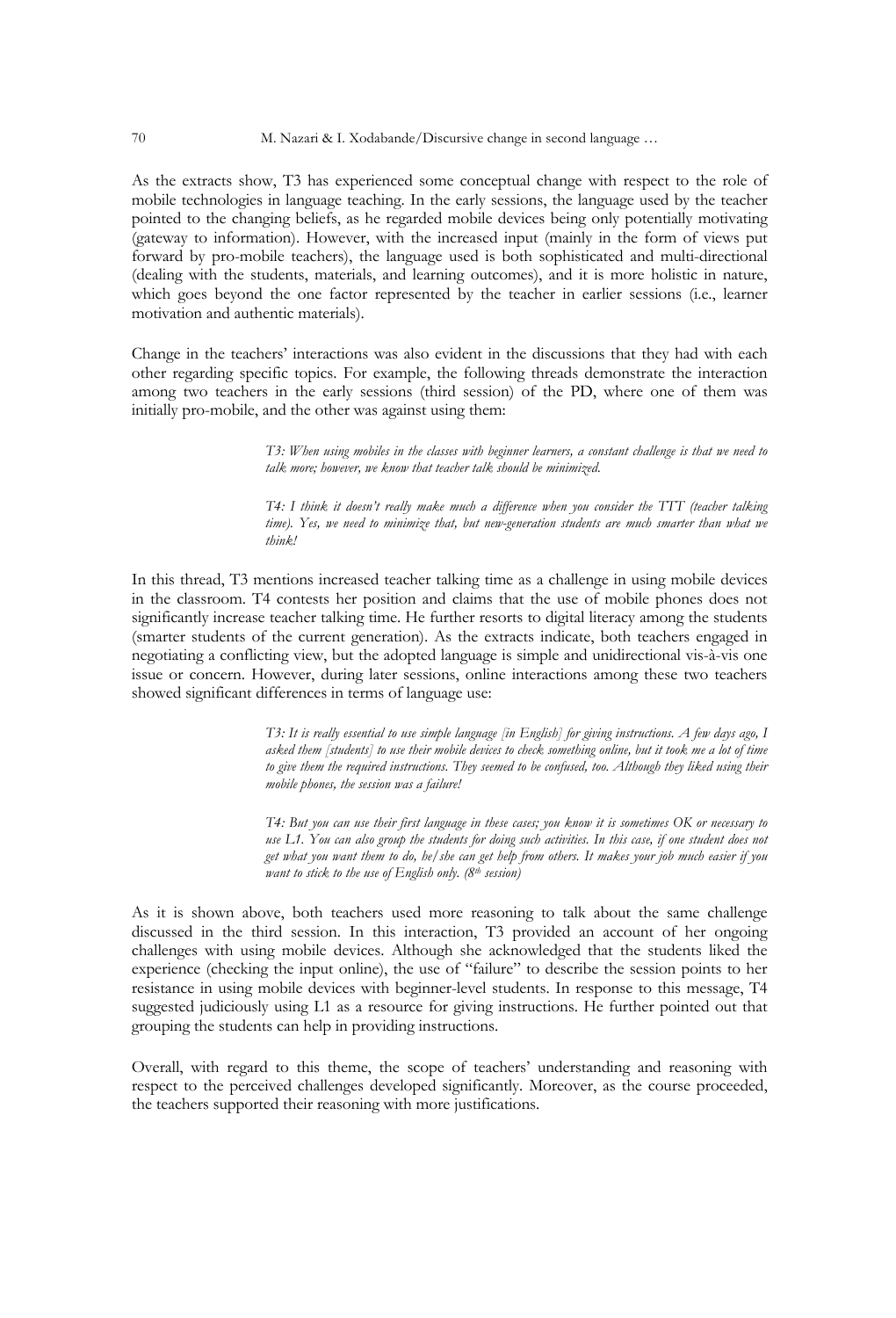As the extracts show, T3 has experienced some conceptual change with respect to the role of mobile technologies in language teaching. In the early sessions, the language used by the teacher pointed to the changing beliefs, as he regarded mobile devices being only potentially motivating (gateway to information). However, with the increased input (mainly in the form of views put forward by pro-mobile teachers), the language used is both sophisticated and multi-directional (dealing with the students, materials, and learning outcomes), and it is more holistic in nature, which goes beyond the one factor represented by the teacher in earlier sessions (i.e., learner motivation and authentic materials).

Change in the teachers' interactions was also evident in the discussions that they had with each other regarding specific topics. For example, the following threads demonstrate the interaction among two teachers in the early sessions (third session) of the PD, where one of them was initially pro-mobile, and the other was against using them:

> *T3: When using mobiles in the classes with beginner learners, a constant challenge is that we need to talk more; however, we know that teacher talk should be minimized.*
>
> *T4: I think it doesn't really make much a difference when you consider the TTT (teacher talking time). Yes, we need to minimize that, but new-generation students are much smarter than what we think!*

In this thread, T3 mentions increased teacher talking time as a challenge in using mobile devices in the classroom. T4 contests her position and claims that the use of mobile phones does not significantly increase teacher talking time. He further resorts to digital literacy among the students (smarter students of the current generation). As the extracts indicate, both teachers engaged in negotiating a conflicting view, but the adopted language is simple and unidirectional vis-à-vis one issue or concern. However, during later sessions, online interactions among these two teachers showed significant differences in terms of language use:

> *T3: It is really essential to use simple language [in English] for giving instructions. A few days ago, I asked them [students] to use their mobile devices to check something online, but it took me a lot of time to give them the required instructions. They seemed to be confused, too. Although they liked using their mobile phones, the session was a failure!*
>
> *T4: But you can use their first language in these cases; you know it is sometimes OK or necessary to use L1. You can also group the students for doing such activities. In this case, if one student does not get what you want them to do, he/she can get help from others. It makes your job much easier if you want to stick to the use of English only. (8th session)*

As it is shown above, both teachers used more reasoning to talk about the same challenge discussed in the third session. In this interaction, T3 provided an account of her ongoing challenges with using mobile devices. Although she acknowledged that the students liked the experience (checking the input online), the use of "failure" to describe the session points to her resistance in using mobile devices with beginner-level students. In response to this message, T4 suggested judiciously using L1 as a resource for giving instructions. He further pointed out that grouping the students can help in providing instructions.

Overall, with regard to this theme, the scope of teachers' understanding and reasoning with respect to the perceived challenges developed significantly. Moreover, as the course proceeded, the teachers supported their reasoning with more justifications.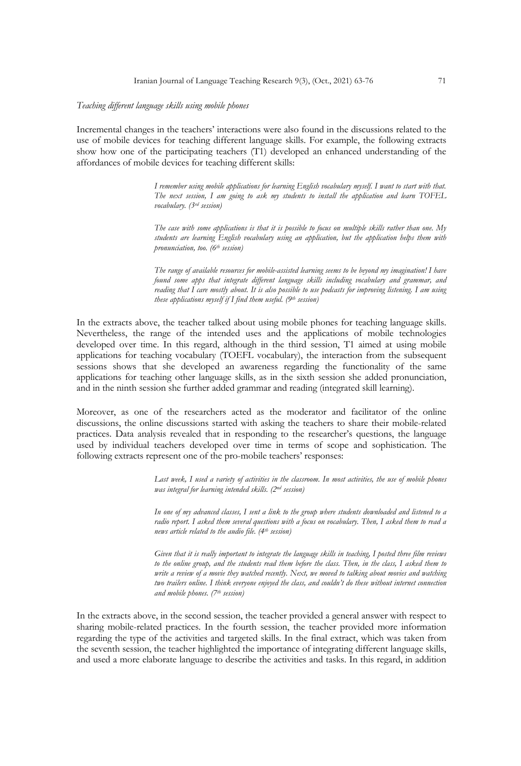*Teaching different language skills using mobile phones*

Incremental changes in the teachers' interactions were also found in the discussions related to the use of mobile devices for teaching different language skills. For example, the following extracts show how one of the participating teachers (T1) developed an enhanced understanding of the affordances of mobile devices for teaching different skills:

> *I remember using mobile applications for learning English vocabulary myself. I want to start with that. The next session, I am going to ask my students to install the application and learn TOFEL vocabulary. (3rd session)*

> *The case with some applications is that it is possible to focus on multiple skills rather than one. My students are learning English vocabulary using an application, but the application helps them with pronunciation, too. (6th session)*

> *The range of available resources for mobile-assisted learning seems to be beyond my imagination! I have found some apps that integrate different language skills including vocabulary and grammar, and reading that I care mostly about. It is also possible to use podcasts for improving listening. I am using these applications myself if I find them useful. (9th session)*

In the extracts above, the teacher talked about using mobile phones for teaching language skills. Nevertheless, the range of the intended uses and the applications of mobile technologies developed over time. In this regard, although in the third session, T1 aimed at using mobile applications for teaching vocabulary (TOEFL vocabulary), the interaction from the subsequent sessions shows that she developed an awareness regarding the functionality of the same applications for teaching other language skills, as in the sixth session she added pronunciation, and in the ninth session she further added grammar and reading (integrated skill learning).

Moreover, as one of the researchers acted as the moderator and facilitator of the online discussions, the online discussions started with asking the teachers to share their mobile-related practices. Data analysis revealed that in responding to the researcher's questions, the language used by individual teachers developed over time in terms of scope and sophistication. The following extracts represent one of the pro-mobile teachers' responses:

> *Last week, I used a variety of activities in the classroom. In most activities, the use of mobile phones was integral for learning intended skills. (2nd session)*

> *In one of my advanced classes, I sent a link to the group where students downloaded and listened to a radio report. I asked them several questions with a focus on vocabulary. Then, I asked them to read a news article related to the audio file. (4th session)*

> *Given that it is really important to integrate the language skills in teaching, I posted three film reviews to the online group, and the students read them before the class. Then, in the class, I asked them to write a review of a movie they watched recently. Next, we moved to talking about movies and watching two trailers online. I think everyone enjoyed the class, and couldn't do these without internet connection and mobile phones. (7th session)*

In the extracts above, in the second session, the teacher provided a general answer with respect to sharing mobile-related practices. In the fourth session, the teacher provided more information regarding the type of the activities and targeted skills. In the final extract, which was taken from the seventh session, the teacher highlighted the importance of integrating different language skills, and used a more elaborate language to describe the activities and tasks. In this regard, in addition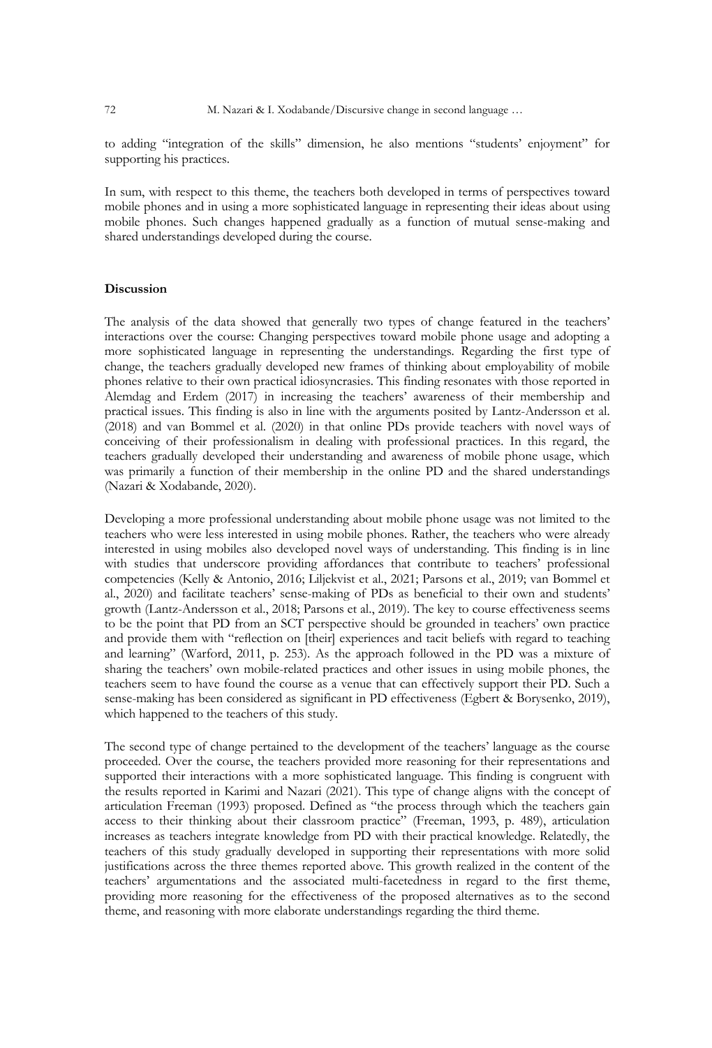to adding "integration of the skills" dimension, he also mentions "students' enjoyment" for supporting his practices.

In sum, with respect to this theme, the teachers both developed in terms of perspectives toward mobile phones and in using a more sophisticated language in representing their ideas about using mobile phones. Such changes happened gradually as a function of mutual sense-making and shared understandings developed during the course.

## Discussion

The analysis of the data showed that generally two types of change featured in the teachers' interactions over the course: Changing perspectives toward mobile phone usage and adopting a more sophisticated language in representing the understandings. Regarding the first type of change, the teachers gradually developed new frames of thinking about employability of mobile phones relative to their own practical idiosyncrasies. This finding resonates with those reported in Alemdag and Erdem (2017) in increasing the teachers' awareness of their membership and practical issues. This finding is also in line with the arguments posited by Lantz-Andersson et al. (2018) and van Bommel et al. (2020) in that online PDs provide teachers with novel ways of conceiving of their professionalism in dealing with professional practices. In this regard, the teachers gradually developed their understanding and awareness of mobile phone usage, which was primarily a function of their membership in the online PD and the shared understandings (Nazari & Xodabande, 2020).

Developing a more professional understanding about mobile phone usage was not limited to the teachers who were less interested in using mobile phones. Rather, the teachers who were already interested in using mobiles also developed novel ways of understanding. This finding is in line with studies that underscore providing affordances that contribute to teachers' professional competencies (Kelly & Antonio, 2016; Liljekvist et al., 2021; Parsons et al., 2019; van Bommel et al., 2020) and facilitate teachers' sense-making of PDs as beneficial to their own and students' growth (Lantz-Andersson et al., 2018; Parsons et al., 2019). The key to course effectiveness seems to be the point that PD from an SCT perspective should be grounded in teachers' own practice and provide them with "reflection on [their] experiences and tacit beliefs with regard to teaching and learning" (Warford, 2011, p. 253). As the approach followed in the PD was a mixture of sharing the teachers' own mobile-related practices and other issues in using mobile phones, the teachers seem to have found the course as a venue that can effectively support their PD. Such a sense-making has been considered as significant in PD effectiveness (Egbert & Borysenko, 2019), which happened to the teachers of this study.

The second type of change pertained to the development of the teachers' language as the course proceeded. Over the course, the teachers provided more reasoning for their representations and supported their interactions with a more sophisticated language. This finding is congruent with the results reported in Karimi and Nazari (2021). This type of change aligns with the concept of articulation Freeman (1993) proposed. Defined as "the process through which the teachers gain access to their thinking about their classroom practice" (Freeman, 1993, p. 489), articulation increases as teachers integrate knowledge from PD with their practical knowledge. Relatedly, the teachers of this study gradually developed in supporting their representations with more solid justifications across the three themes reported above. This growth realized in the content of the teachers' argumentations and the associated multi-facetedness in regard to the first theme, providing more reasoning for the effectiveness of the proposed alternatives as to the second theme, and reasoning with more elaborate understandings regarding the third theme.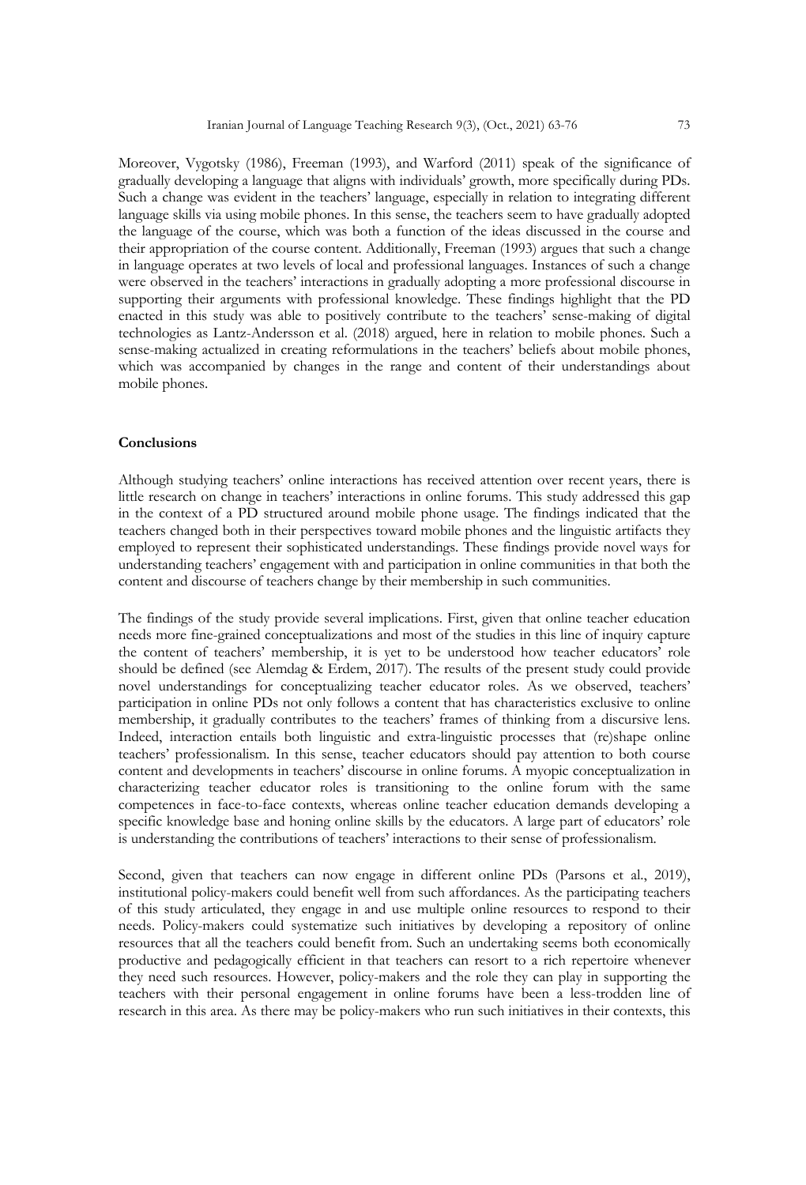Moreover, Vygotsky (1986), Freeman (1993), and Warford (2011) speak of the significance of gradually developing a language that aligns with individuals' growth, more specifically during PDs. Such a change was evident in the teachers' language, especially in relation to integrating different language skills via using mobile phones. In this sense, the teachers seem to have gradually adopted the language of the course, which was both a function of the ideas discussed in the course and their appropriation of the course content. Additionally, Freeman (1993) argues that such a change in language operates at two levels of local and professional languages. Instances of such a change were observed in the teachers' interactions in gradually adopting a more professional discourse in supporting their arguments with professional knowledge. These findings highlight that the PD enacted in this study was able to positively contribute to the teachers' sense-making of digital technologies as Lantz-Andersson et al. (2018) argued, here in relation to mobile phones. Such a sense-making actualized in creating reformulations in the teachers' beliefs about mobile phones, which was accompanied by changes in the range and content of their understandings about mobile phones.

## Conclusions

Although studying teachers' online interactions has received attention over recent years, there is little research on change in teachers' interactions in online forums. This study addressed this gap in the context of a PD structured around mobile phone usage. The findings indicated that the teachers changed both in their perspectives toward mobile phones and the linguistic artifacts they employed to represent their sophisticated understandings. These findings provide novel ways for understanding teachers' engagement with and participation in online communities in that both the content and discourse of teachers change by their membership in such communities.

The findings of the study provide several implications. First, given that online teacher education needs more fine-grained conceptualizations and most of the studies in this line of inquiry capture the content of teachers' membership, it is yet to be understood how teacher educators' role should be defined (see Alemdag & Erdem, 2017). The results of the present study could provide novel understandings for conceptualizing teacher educator roles. As we observed, teachers' participation in online PDs not only follows a content that has characteristics exclusive to online membership, it gradually contributes to the teachers' frames of thinking from a discursive lens. Indeed, interaction entails both linguistic and extra-linguistic processes that (re)shape online teachers' professionalism. In this sense, teacher educators should pay attention to both course content and developments in teachers' discourse in online forums. A myopic conceptualization in characterizing teacher educator roles is transitioning to the online forum with the same competences in face-to-face contexts, whereas online teacher education demands developing a specific knowledge base and honing online skills by the educators. A large part of educators' role is understanding the contributions of teachers' interactions to their sense of professionalism.

Second, given that teachers can now engage in different online PDs (Parsons et al., 2019), institutional policy-makers could benefit well from such affordances. As the participating teachers of this study articulated, they engage in and use multiple online resources to respond to their needs. Policy-makers could systematize such initiatives by developing a repository of online resources that all the teachers could benefit from. Such an undertaking seems both economically productive and pedagogically efficient in that teachers can resort to a rich repertoire whenever they need such resources. However, policy-makers and the role they can play in supporting the teachers with their personal engagement in online forums have been a less-trodden line of research in this area. As there may be policy-makers who run such initiatives in their contexts, this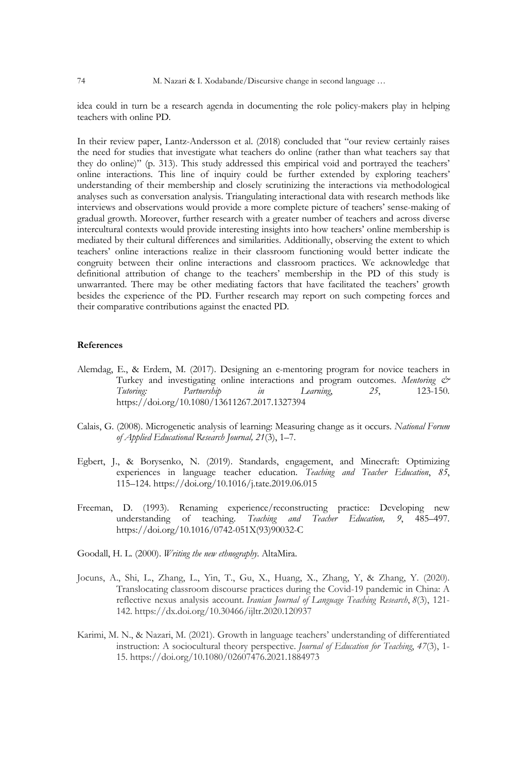idea could in turn be a research agenda in documenting the role policy-makers play in helping teachers with online PD.

In their review paper, Lantz-Andersson et al. (2018) concluded that "our review certainly raises the need for studies that investigate what teachers do online (rather than what teachers say that they do online)" (p. 313). This study addressed this empirical void and portrayed the teachers' online interactions. This line of inquiry could be further extended by exploring teachers' understanding of their membership and closely scrutinizing the interactions via methodological analyses such as conversation analysis. Triangulating interactional data with research methods like interviews and observations would provide a more complete picture of teachers' sense-making of gradual growth. Moreover, further research with a greater number of teachers and across diverse intercultural contexts would provide interesting insights into how teachers' online membership is mediated by their cultural differences and similarities. Additionally, observing the extent to which teachers' online interactions realize in their classroom functioning would better indicate the congruity between their online interactions and classroom practices. We acknowledge that definitional attribution of change to the teachers' membership in the PD of this study is unwarranted. There may be other mediating factors that have facilitated the teachers' growth besides the experience of the PD. Further research may report on such competing forces and their comparative contributions against the enacted PD.

## References

Alemdag, E., & Erdem, M. (2017). Designing an e-mentoring program for novice teachers in Turkey and investigating online interactions and program outcomes. *Mentoring & Tutoring: Partnership in Learning*, *25*, 123-150. https://doi.org/10.1080/13611267.2017.1327394

Calais, G. (2008). Microgenetic analysis of learning: Measuring change as it occurs. *National Forum of Applied Educational Research Journal, 21*(3), 1–7.

Egbert, J., & Borysenko, N. (2019). Standards, engagement, and Minecraft: Optimizing experiences in language teacher education. *Teaching and Teacher Education*, *85*, 115–124. https://doi.org/10.1016/j.tate.2019.06.015

Freeman, D. (1993). Renaming experience/reconstructing practice: Developing new understanding of teaching. *Teaching and Teacher Education, 9*, 485–497. https://doi.org/10.1016/0742-051X(93)90032-C

Goodall, H. L. (2000). *Writing the new ethnography.* AltaMira.

Jocuns, A., Shi, L., Zhang, L., Yin, T., Gu, X., Huang, X., Zhang, Y, & Zhang, Y. (2020). Translocating classroom discourse practices during the Covid-19 pandemic in China: A reflective nexus analysis account. *Iranian Journal of Language Teaching Research*, *8*(3), 121-142. https://dx.doi.org/10.30466/ijltr.2020.120937

Karimi, M. N., & Nazari, M. (2021). Growth in language teachers' understanding of differentiated instruction: A sociocultural theory perspective. *Journal of Education for Teaching, 47*(3), 1-15. https://doi.org/10.1080/02607476.2021.1884973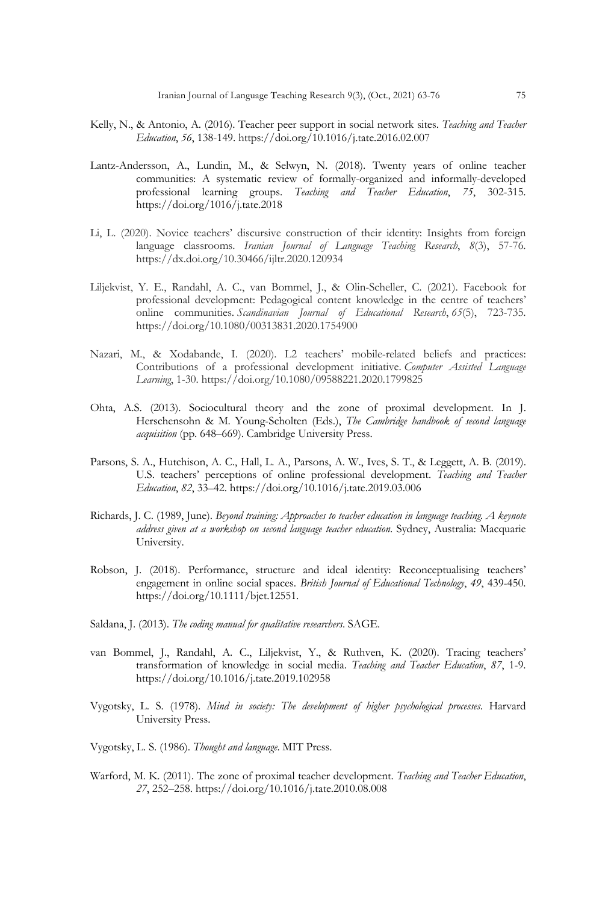Kelly, N., & Antonio, A. (2016). Teacher peer support in social network sites. *Teaching and Teacher Education*, *56*, 138-149. https://doi.org/10.1016/j.tate.2016.02.007

Lantz-Andersson, A., Lundin, M., & Selwyn, N. (2018). Twenty years of online teacher communities: A systematic review of formally-organized and informally-developed professional learning groups. *Teaching and Teacher Education*, *75*, 302-315. https://doi.org/1016/j.tate.2018

Li, L. (2020). Novice teachers' discursive construction of their identity: Insights from foreign language classrooms. *Iranian Journal of Language Teaching Research*, *8*(3), 57-76. https://dx.doi.org/10.30466/ijltr.2020.120934

Liljekvist, Y. E., Randahl, A. C., van Bommel, J., & Olin-Scheller, C. (2021). Facebook for professional development: Pedagogical content knowledge in the centre of teachers' online communities. *Scandinavian Journal of Educational Research*, *65*(5), 723-735. https://doi.org/10.1080/00313831.2020.1754900

Nazari, M., & Xodabande, I. (2020). L2 teachers' mobile-related beliefs and practices: Contributions of a professional development initiative. *Computer Assisted Language Learning*, 1-30. https://doi.org/10.1080/09588221.2020.1799825

Ohta, A.S. (2013). Sociocultural theory and the zone of proximal development. In J. Herschensohn & M. Young-Scholten (Eds.), *The Cambridge handbook of second language acquisition* (pp. 648–669). Cambridge University Press.

Parsons, S. A., Hutchison, A. C., Hall, L. A., Parsons, A. W., Ives, S. T., & Leggett, A. B. (2019). U.S. teachers' perceptions of online professional development. *Teaching and Teacher Education*, *82*, 33–42. https://doi.org/10.1016/j.tate.2019.03.006

Richards, J. C. (1989, June). *Beyond training: Approaches to teacher education in language teaching. A keynote address given at a workshop on second language teacher education*. Sydney, Australia: Macquarie University.

Robson, J. (2018). Performance, structure and ideal identity: Reconceptualising teachers' engagement in online social spaces. *British Journal of Educational Technology*, *49*, 439-450. https://doi.org/10.1111/bjet.12551.

Saldana, J. (2013). *The coding manual for qualitative researchers*. SAGE.

van Bommel, J., Randahl, A. C., Liljekvist, Y., & Ruthven, K. (2020). Tracing teachers' transformation of knowledge in social media. *Teaching and Teacher Education*, *87*, 1-9. https://doi.org/10.1016/j.tate.2019.102958

Vygotsky, L. S. (1978). *Mind in society: The development of higher psychological processes*. Harvard University Press.

Vygotsky, L. S. (1986). *Thought and language*. MIT Press.

Warford, M. K. (2011). The zone of proximal teacher development. *Teaching and Teacher Education*, *27*, 252–258. https://doi.org/10.1016/j.tate.2010.08.008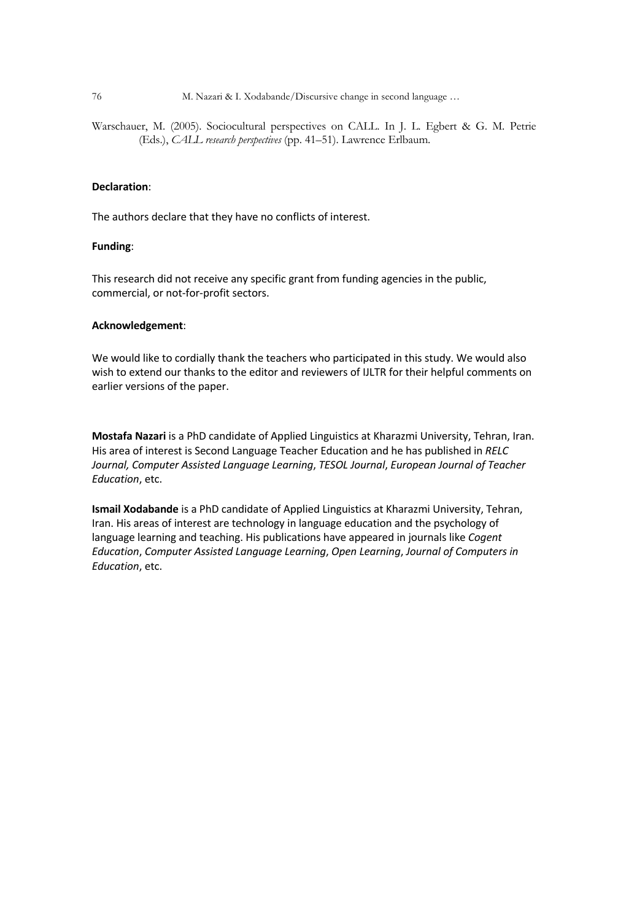Warschauer, M. (2005). Sociocultural perspectives on CALL. In J. L. Egbert & G. M. Petrie (Eds.), *CALL research perspectives* (pp. 41–51). Lawrence Erlbaum.

**Declaration**:

The authors declare that they have no conflicts of interest.

**Funding**:

This research did not receive any specific grant from funding agencies in the public, commercial, or not-for-profit sectors.

**Acknowledgement**:

We would like to cordially thank the teachers who participated in this study. We would also wish to extend our thanks to the editor and reviewers of IJLTR for their helpful comments on earlier versions of the paper.

**Mostafa Nazari** is a PhD candidate of Applied Linguistics at Kharazmi University, Tehran, Iran. His area of interest is Second Language Teacher Education and he has published in *RELC Journal, Computer Assisted Language Learning*, *TESOL Journal*, *European Journal of Teacher Education*, etc.

**Ismail Xodabande** is a PhD candidate of Applied Linguistics at Kharazmi University, Tehran, Iran. His areas of interest are technology in language education and the psychology of language learning and teaching. His publications have appeared in journals like *Cogent Education*, *Computer Assisted Language Learning*, *Open Learning*, *Journal of Computers in Education*, etc.